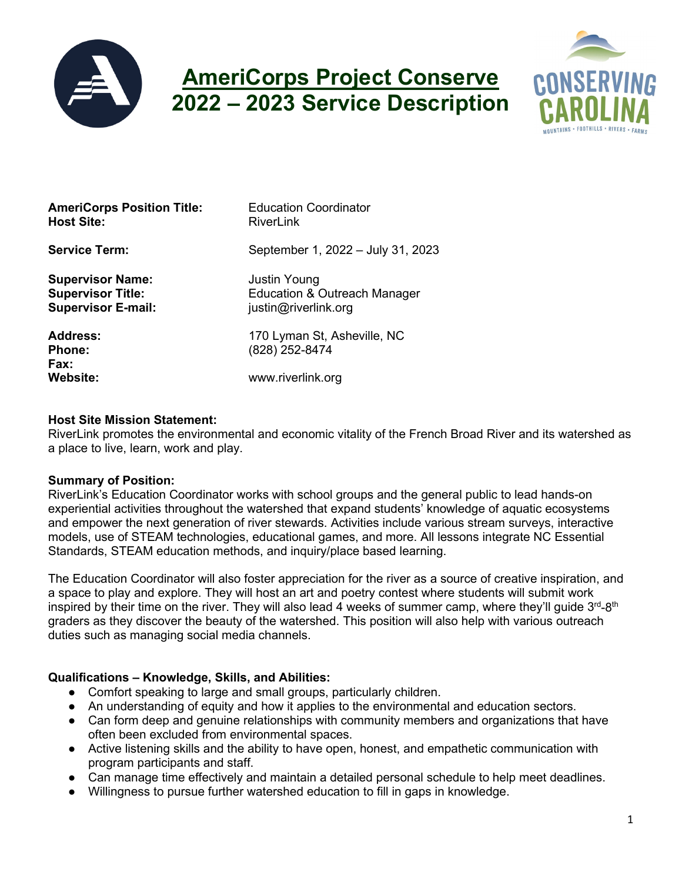# AmeriCorps Project Conserve
# 2022 – 2023 Service Description

| | |
|---|---|
| **AmeriCorps Position Title:** | Education Coordinator |
| **Host Site:** | RiverLink |
| **Service Term:** | September 1, 2022 – July 31, 2023 |
| **Supervisor Name:** | Justin Young |
| **Supervisor Title:** | Education & Outreach Manager |
| **Supervisor E-mail:** | justin@riverlink.org |
| **Address:** | 170 Lyman St, Asheville, NC |
| **Phone:** | (828) 252-8474 |
| **Fax:** | |
| **Website:** | www.riverlink.org |

**Host Site Mission Statement:**
RiverLink promotes the environmental and economic vitality of the French Broad River and its watershed as a place to live, learn, work and play.

**Summary of Position:**
RiverLink's Education Coordinator works with school groups and the general public to lead hands-on experiential activities throughout the watershed that expand students' knowledge of aquatic ecosystems and empower the next generation of river stewards. Activities include various stream surveys, interactive models, use of STEAM technologies, educational games, and more. All lessons integrate NC Essential Standards, STEAM education methods, and inquiry/place based learning.

The Education Coordinator will also foster appreciation for the river as a source of creative inspiration, and a space to play and explore. They will host an art and poetry contest where students will submit work inspired by their time on the river. They will also lead 4 weeks of summer camp, where they'll guide 3rd-8th graders as they discover the beauty of the watershed. This position will also help with various outreach duties such as managing social media channels.

**Qualifications – Knowledge, Skills, and Abilities:**

- Comfort speaking to large and small groups, particularly children.
- An understanding of equity and how it applies to the environmental and education sectors.
- Can form deep and genuine relationships with community members and organizations that have often been excluded from environmental spaces.
- Active listening skills and the ability to have open, honest, and empathetic communication with program participants and staff.
- Can manage time effectively and maintain a detailed personal schedule to help meet deadlines.
- Willingness to pursue further watershed education to fill in gaps in knowledge.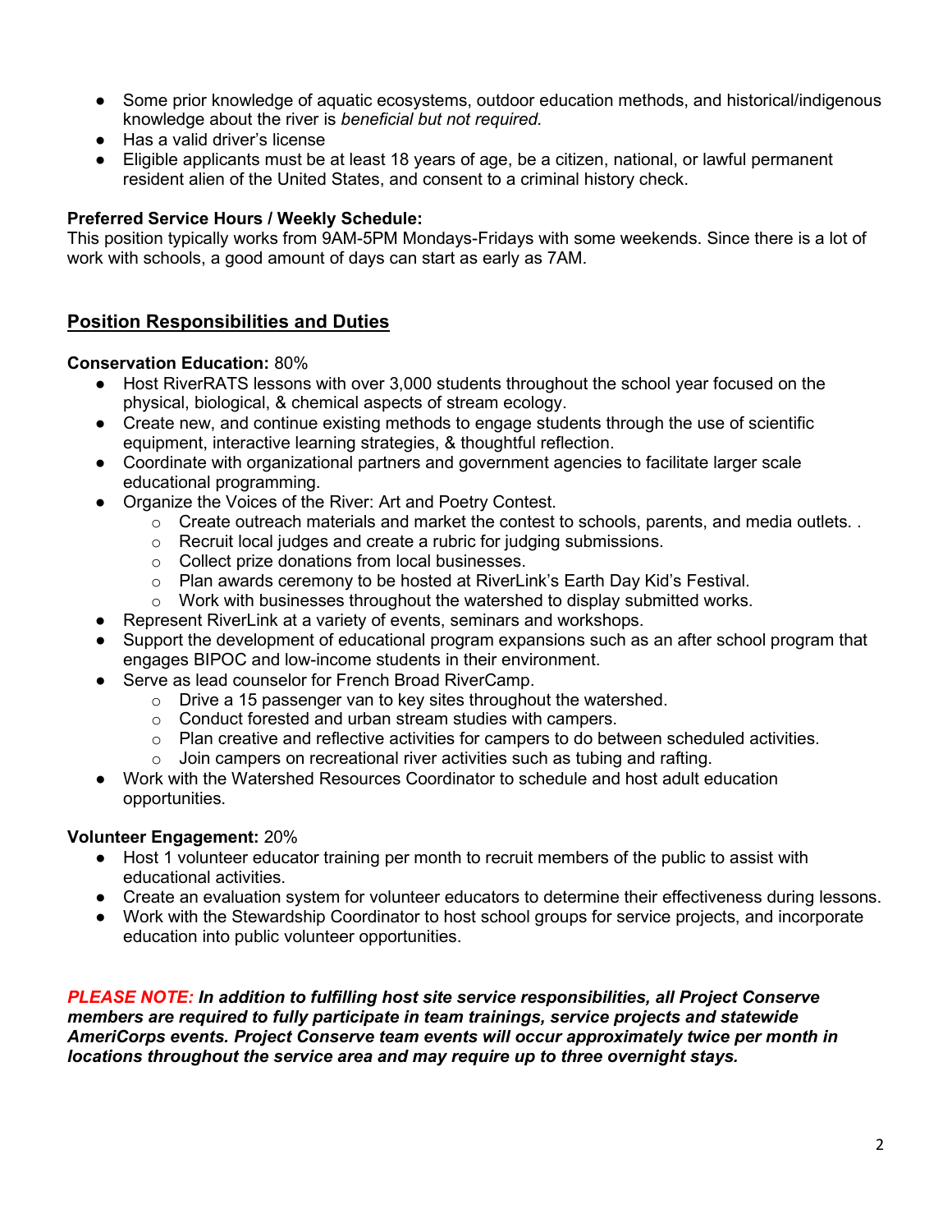- Some prior knowledge of aquatic ecosystems, outdoor education methods, and historical/indigenous knowledge about the river is *beneficial but not required.*
- Has a valid driver's license
- Eligible applicants must be at least 18 years of age, be a citizen, national, or lawful permanent resident alien of the United States, and consent to a criminal history check.

**Preferred Service Hours / Weekly Schedule:**
This position typically works from 9AM-5PM Mondays-Fridays with some weekends. Since there is a lot of work with schools, a good amount of days can start as early as 7AM.

## <u>Position Responsibilities and Duties</u>

**Conservation Education:** 80%

- Host RiverRATS lessons with over 3,000 students throughout the school year focused on the physical, biological, & chemical aspects of stream ecology.
- Create new, and continue existing methods to engage students through the use of scientific equipment, interactive learning strategies, & thoughtful reflection.
- Coordinate with organizational partners and government agencies to facilitate larger scale educational programming.
- Organize the Voices of the River: Art and Poetry Contest.
  - Create outreach materials and market the contest to schools, parents, and media outlets. .
  - Recruit local judges and create a rubric for judging submissions.
  - Collect prize donations from local businesses.
  - Plan awards ceremony to be hosted at RiverLink's Earth Day Kid's Festival.
  - Work with businesses throughout the watershed to display submitted works.
- Represent RiverLink at a variety of events, seminars and workshops.
- Support the development of educational program expansions such as an after school program that engages BIPOC and low-income students in their environment.
- Serve as lead counselor for French Broad RiverCamp.
  - Drive a 15 passenger van to key sites throughout the watershed.
  - Conduct forested and urban stream studies with campers.
  - Plan creative and reflective activities for campers to do between scheduled activities.
  - Join campers on recreational river activities such as tubing and rafting.
- Work with the Watershed Resources Coordinator to schedule and host adult education opportunities.

**Volunteer Engagement:** 20%

- Host 1 volunteer educator training per month to recruit members of the public to assist with educational activities.
- Create an evaluation system for volunteer educators to determine their effectiveness during lessons.
- Work with the Stewardship Coordinator to host school groups for service projects, and incorporate education into public volunteer opportunities.

***PLEASE NOTE:* *In addition to fulfilling host site service responsibilities, all Project Conserve members are required to fully participate in team trainings, service projects and statewide AmeriCorps events. Project Conserve team events will occur approximately twice per month in locations throughout the service area and may require up to three overnight stays.***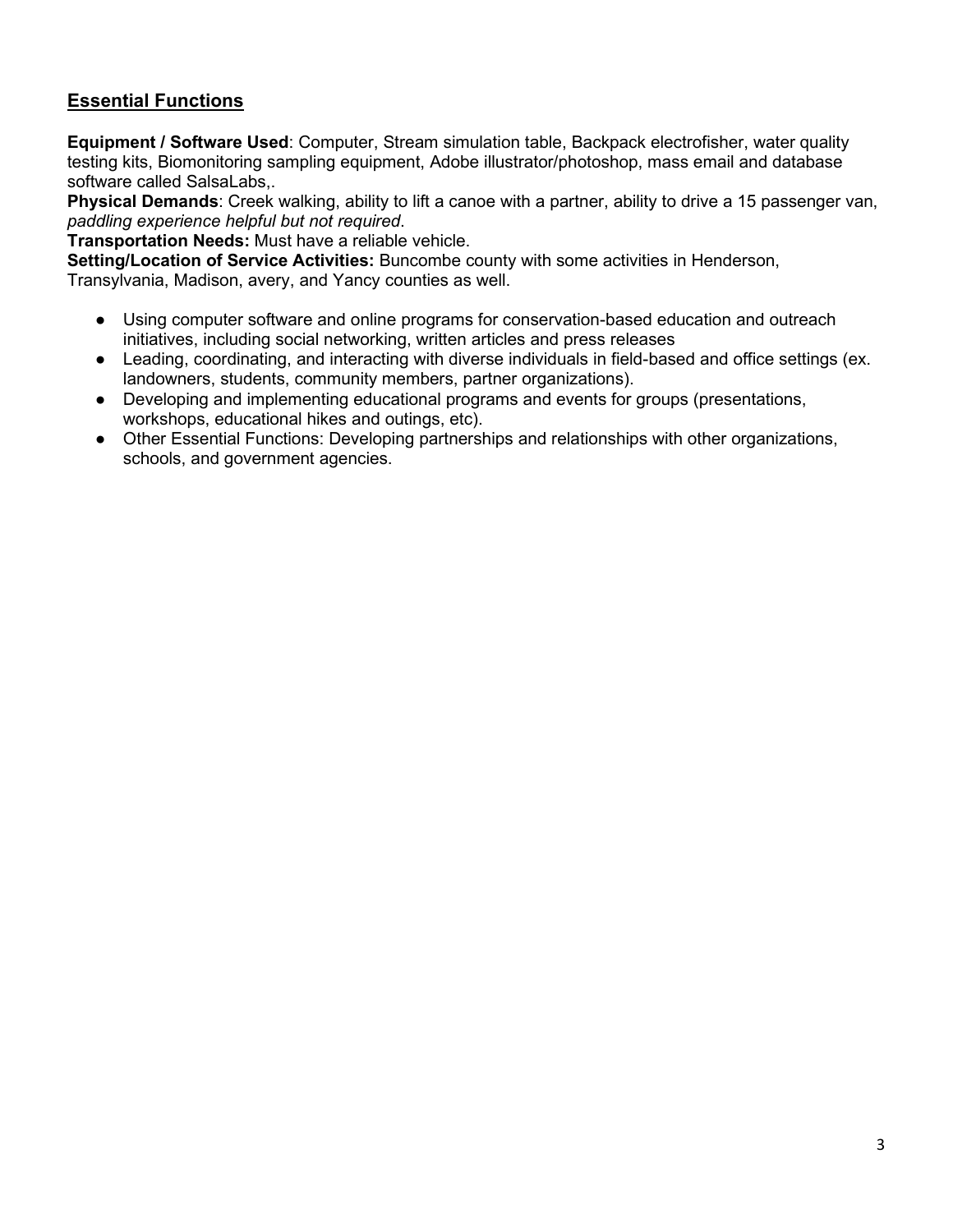## **Essential Functions**

**Equipment / Software Used**: Computer, Stream simulation table, Backpack electrofisher, water quality testing kits, Biomonitoring sampling equipment, Adobe illustrator/photoshop, mass email and database software called SalsaLabs,.
**Physical Demands**: Creek walking, ability to lift a canoe with a partner, ability to drive a 15 passenger van, *paddling experience helpful but not required*.
**Transportation Needs:** Must have a reliable vehicle.
**Setting/Location of Service Activities:** Buncombe county with some activities in Henderson, Transylvania, Madison, avery, and Yancy counties as well.

- Using computer software and online programs for conservation-based education and outreach initiatives, including social networking, written articles and press releases
- Leading, coordinating, and interacting with diverse individuals in field-based and office settings (ex. landowners, students, community members, partner organizations).
- Developing and implementing educational programs and events for groups (presentations, workshops, educational hikes and outings, etc).
- Other Essential Functions: Developing partnerships and relationships with other organizations, schools, and government agencies.